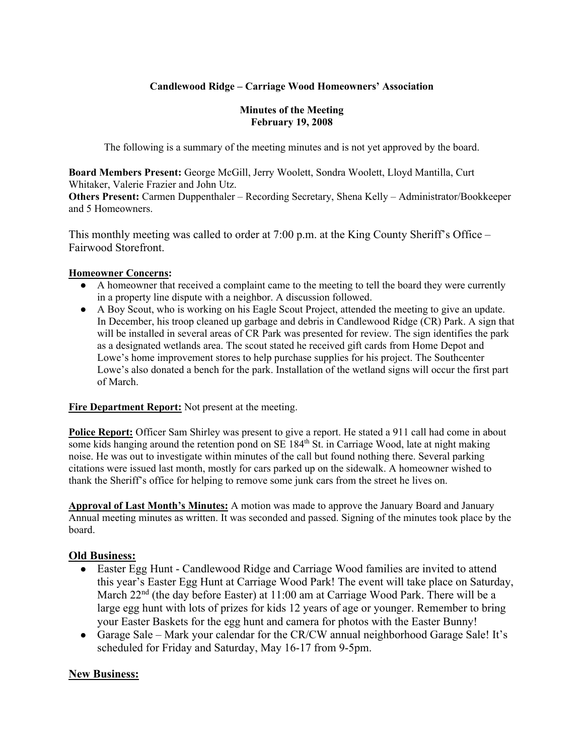**Candlewood Ridge – Carriage Wood Homeowners' Association**

**Minutes of the Meeting**
**February 19, 2008**

The following is a summary of the meeting minutes and is not yet approved by the board.

**Board Members Present:** George McGill, Jerry Woolett, Sondra Woolett, Lloyd Mantilla, Curt Whitaker, Valerie Frazier and John Utz.
**Others Present:** Carmen Duppenthaler – Recording Secretary, Shena Kelly – Administrator/Bookkeeper and 5 Homeowners.

This monthly meeting was called to order at 7:00 p.m. at the King County Sheriff's Office – Fairwood Storefront.

**Homeowner Concerns:**

- A homeowner that received a complaint came to the meeting to tell the board they were currently in a property line dispute with a neighbor. A discussion followed.
- A Boy Scout, who is working on his Eagle Scout Project, attended the meeting to give an update. In December, his troop cleaned up garbage and debris in Candlewood Ridge (CR) Park. A sign that will be installed in several areas of CR Park was presented for review. The sign identifies the park as a designated wetlands area. The scout stated he received gift cards from Home Depot and Lowe's home improvement stores to help purchase supplies for his project. The Southcenter Lowe's also donated a bench for the park. Installation of the wetland signs will occur the first part of March.

**Fire Department Report:** Not present at the meeting.

**Police Report:** Officer Sam Shirley was present to give a report. He stated a 911 call had come in about some kids hanging around the retention pond on SE 184th St. in Carriage Wood, late at night making noise. He was out to investigate within minutes of the call but found nothing there. Several parking citations were issued last month, mostly for cars parked up on the sidewalk. A homeowner wished to thank the Sheriff's office for helping to remove some junk cars from the street he lives on.

**Approval of Last Month's Minutes:** A motion was made to approve the January Board and January Annual meeting minutes as written. It was seconded and passed. Signing of the minutes took place by the board.

## Old Business:

- Easter Egg Hunt - Candlewood Ridge and Carriage Wood families are invited to attend this year's Easter Egg Hunt at Carriage Wood Park! The event will take place on Saturday, March 22nd (the day before Easter) at 11:00 am at Carriage Wood Park. There will be a large egg hunt with lots of prizes for kids 12 years of age or younger. Remember to bring your Easter Baskets for the egg hunt and camera for photos with the Easter Bunny!
- Garage Sale – Mark your calendar for the CR/CW annual neighborhood Garage Sale! It's scheduled for Friday and Saturday, May 16-17 from 9-5pm.

## New Business: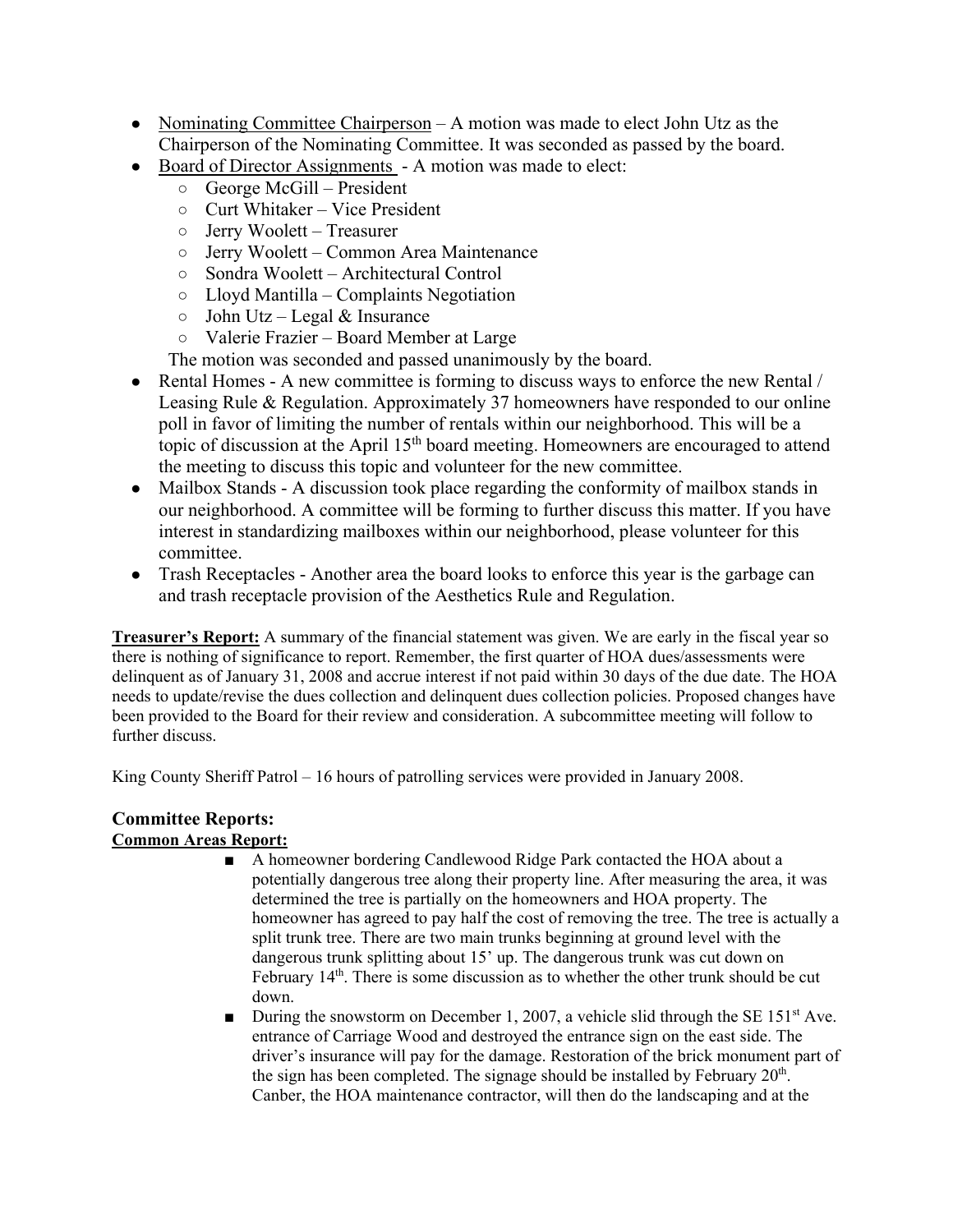- Nominating Committee Chairperson – A motion was made to elect John Utz as the Chairperson of the Nominating Committee. It was seconded as passed by the board.
- Board of Director Assignments - A motion was made to elect:
  - George McGill – President
  - Curt Whitaker – Vice President
  - Jerry Woolett – Treasurer
  - Jerry Woolett – Common Area Maintenance
  - Sondra Woolett – Architectural Control
  - Lloyd Mantilla – Complaints Negotiation
  - John Utz – Legal & Insurance
  - Valerie Frazier – Board Member at Large

  The motion was seconded and passed unanimously by the board.
- Rental Homes - A new committee is forming to discuss ways to enforce the new Rental / Leasing Rule & Regulation. Approximately 37 homeowners have responded to our online poll in favor of limiting the number of rentals within our neighborhood. This will be a topic of discussion at the April 15th board meeting. Homeowners are encouraged to attend the meeting to discuss this topic and volunteer for the new committee.
- Mailbox Stands - A discussion took place regarding the conformity of mailbox stands in our neighborhood. A committee will be forming to further discuss this matter. If you have interest in standardizing mailboxes within our neighborhood, please volunteer for this committee.
- Trash Receptacles - Another area the board looks to enforce this year is the garbage can and trash receptacle provision of the Aesthetics Rule and Regulation.

**Treasurer's Report:** A summary of the financial statement was given. We are early in the fiscal year so there is nothing of significance to report. Remember, the first quarter of HOA dues/assessments were delinquent as of January 31, 2008 and accrue interest if not paid within 30 days of the due date. The HOA needs to update/revise the dues collection and delinquent dues collection policies. Proposed changes have been provided to the Board for their review and consideration. A subcommittee meeting will follow to further discuss.

King County Sheriff Patrol – 16 hours of patrolling services were provided in January 2008.

## Committee Reports:

**Common Areas Report:**

- A homeowner bordering Candlewood Ridge Park contacted the HOA about a potentially dangerous tree along their property line. After measuring the area, it was determined the tree is partially on the homeowners and HOA property. The homeowner has agreed to pay half the cost of removing the tree. The tree is actually a split trunk tree. There are two main trunks beginning at ground level with the dangerous trunk splitting about 15' up. The dangerous trunk was cut down on February 14th. There is some discussion as to whether the other trunk should be cut down.
- During the snowstorm on December 1, 2007, a vehicle slid through the SE 151st Ave. entrance of Carriage Wood and destroyed the entrance sign on the east side. The driver's insurance will pay for the damage. Restoration of the brick monument part of the sign has been completed. The signage should be installed by February 20th. Canber, the HOA maintenance contractor, will then do the landscaping and at the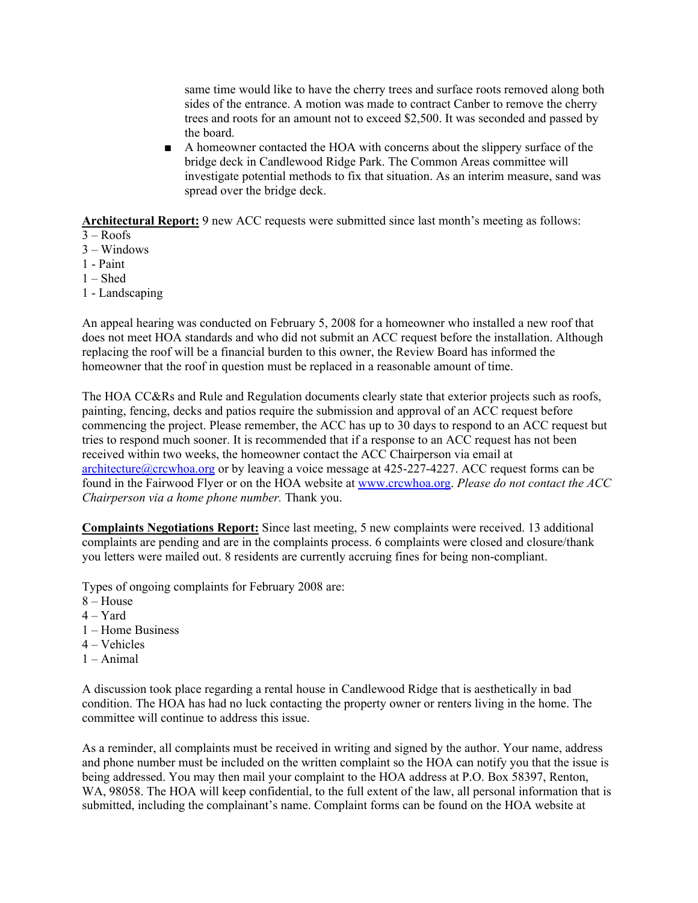same time would like to have the cherry trees and surface roots removed along both sides of the entrance. A motion was made to contract Canber to remove the cherry trees and roots for an amount not to exceed $2,500. It was seconded and passed by the board.

- A homeowner contacted the HOA with concerns about the slippery surface of the bridge deck in Candlewood Ridge Park. The Common Areas committee will investigate potential methods to fix that situation. As an interim measure, sand was spread over the bridge deck.

**Architectural Report:** 9 new ACC requests were submitted since last month's meeting as follows:
3 – Roofs
3 – Windows
1 - Paint
1 – Shed
1 - Landscaping

An appeal hearing was conducted on February 5, 2008 for a homeowner who installed a new roof that does not meet HOA standards and who did not submit an ACC request before the installation. Although replacing the roof will be a financial burden to this owner, the Review Board has informed the homeowner that the roof in question must be replaced in a reasonable amount of time.

The HOA CC&Rs and Rule and Regulation documents clearly state that exterior projects such as roofs, painting, fencing, decks and patios require the submission and approval of an ACC request before commencing the project. Please remember, the ACC has up to 30 days to respond to an ACC request but tries to respond much sooner. It is recommended that if a response to an ACC request has not been received within two weeks, the homeowner contact the ACC Chairperson via email at architecture@crcwhoa.org or by leaving a voice message at 425-227-4227. ACC request forms can be found in the Fairwood Flyer or on the HOA website at www.crcwhoa.org. *Please do not contact the ACC Chairperson via a home phone number.* Thank you.

**Complaints Negotiations Report:** Since last meeting, 5 new complaints were received. 13 additional complaints are pending and are in the complaints process. 6 complaints were closed and closure/thank you letters were mailed out. 8 residents are currently accruing fines for being non-compliant.

Types of ongoing complaints for February 2008 are:
8 – House
4 – Yard
1 – Home Business
4 – Vehicles
1 – Animal

A discussion took place regarding a rental house in Candlewood Ridge that is aesthetically in bad condition. The HOA has had no luck contacting the property owner or renters living in the home. The committee will continue to address this issue.

As a reminder, all complaints must be received in writing and signed by the author. Your name, address and phone number must be included on the written complaint so the HOA can notify you that the issue is being addressed. You may then mail your complaint to the HOA address at P.O. Box 58397, Renton, WA, 98058. The HOA will keep confidential, to the full extent of the law, all personal information that is submitted, including the complainant's name. Complaint forms can be found on the HOA website at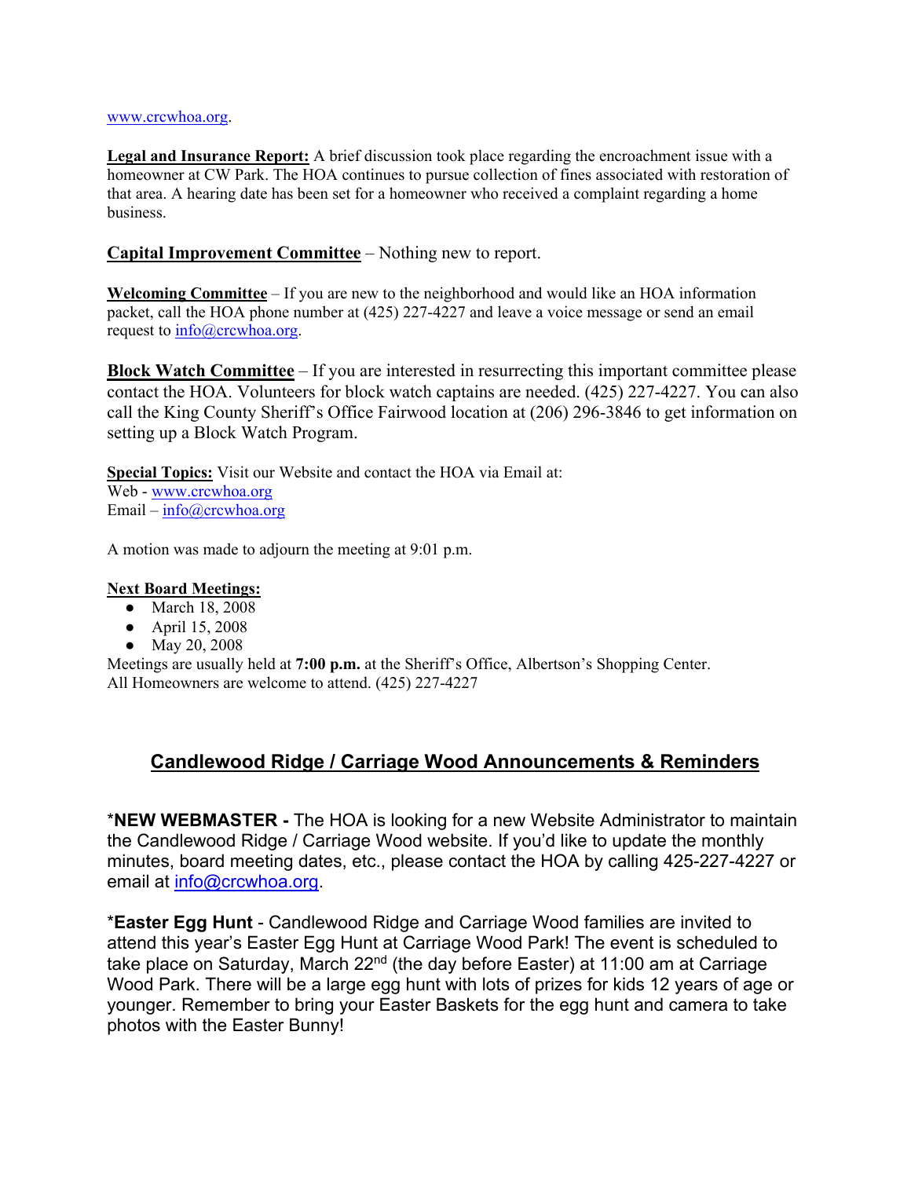www.crcwhoa.org.

**Legal and Insurance Report:** A brief discussion took place regarding the encroachment issue with a homeowner at CW Park. The HOA continues to pursue collection of fines associated with restoration of that area. A hearing date has been set for a homeowner who received a complaint regarding a home business.

**Capital Improvement Committee** – Nothing new to report.

**Welcoming Committee** – If you are new to the neighborhood and would like an HOA information packet, call the HOA phone number at (425) 227-4227 and leave a voice message or send an email request to info@crcwhoa.org.

**Block Watch Committee** – If you are interested in resurrecting this important committee please contact the HOA. Volunteers for block watch captains are needed. (425) 227-4227. You can also call the King County Sheriff's Office Fairwood location at (206) 296-3846 to get information on setting up a Block Watch Program.

**Special Topics:** Visit our Website and contact the HOA via Email at:
Web - www.crcwhoa.org
Email – info@crcwhoa.org

A motion was made to adjourn the meeting at 9:01 p.m.

**Next Board Meetings:**

- March 18, 2008
- April 15, 2008
- May 20, 2008

Meetings are usually held at **7:00 p.m.** at the Sheriff's Office, Albertson's Shopping Center.
All Homeowners are welcome to attend. (425) 227-4227

## Candlewood Ridge / Carriage Wood Announcements & Reminders

***NEW WEBMASTER -** The HOA is looking for a new Website Administrator to maintain the Candlewood Ridge / Carriage Wood website. If you'd like to update the monthly minutes, board meeting dates, etc., please contact the HOA by calling 425-227-4227 or email at info@crcwhoa.org.

***Easter Egg Hunt** - Candlewood Ridge and Carriage Wood families are invited to attend this year's Easter Egg Hunt at Carriage Wood Park! The event is scheduled to take place on Saturday, March 22nd (the day before Easter) at 11:00 am at Carriage Wood Park. There will be a large egg hunt with lots of prizes for kids 12 years of age or younger. Remember to bring your Easter Baskets for the egg hunt and camera to take photos with the Easter Bunny!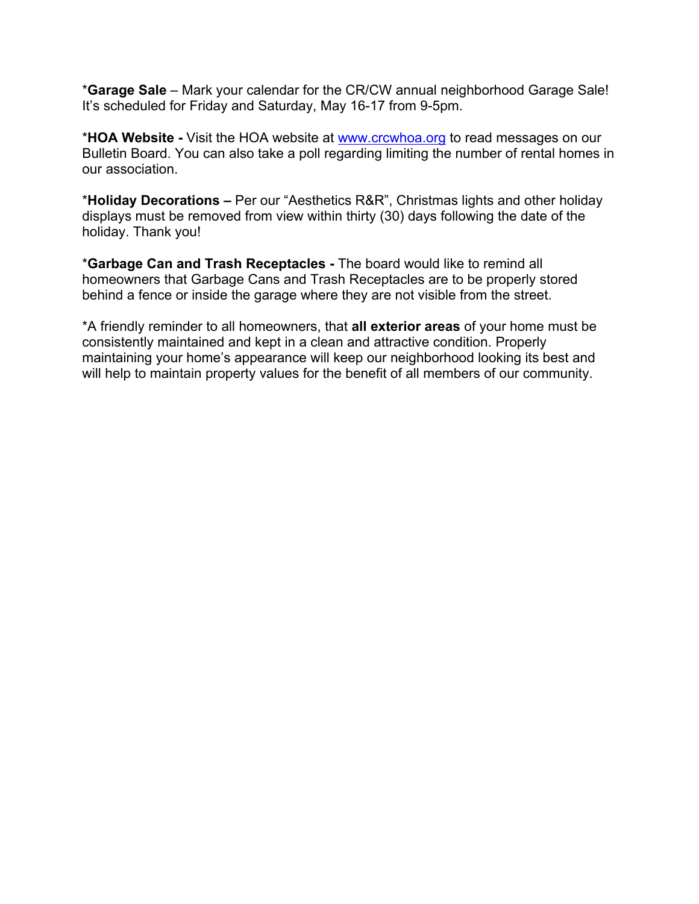***Garage Sale** – Mark your calendar for the CR/CW annual neighborhood Garage Sale! It's scheduled for Friday and Saturday, May 16-17 from 9-5pm.

***HOA Website -** Visit the HOA website at [www.crcwhoa.org](http://www.crcwhoa.org) to read messages on our Bulletin Board. You can also take a poll regarding limiting the number of rental homes in our association.

***Holiday Decorations –** Per our "Aesthetics R&R", Christmas lights and other holiday displays must be removed from view within thirty (30) days following the date of the holiday. Thank you!

***Garbage Can and Trash Receptacles -** The board would like to remind all homeowners that Garbage Cans and Trash Receptacles are to be properly stored behind a fence or inside the garage where they are not visible from the street.

*A friendly reminder to all homeowners, that **all exterior areas** of your home must be consistently maintained and kept in a clean and attractive condition. Properly maintaining your home's appearance will keep our neighborhood looking its best and will help to maintain property values for the benefit of all members of our community.